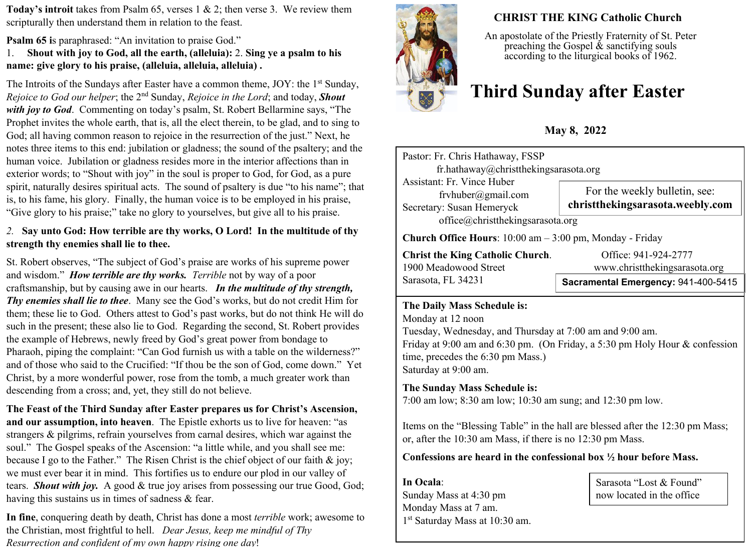# CHRIST THE KING Catholic Church

An apostolate of the Priestly Fraternity of St. Peter preaching the Gospel & sanctifying souls according to the liturgical books of 1962.

# Third Sunday after Easter

**May 8, 2022**

Pastor: Fr. Chris Hathaway, FSSP
fr.hathaway@christthekingsarasota.org
Assistant: Fr. Vince Huber
frvhuber@gmail.com
Secretary: Susan Hemeryck
office@christthekingsarasota.org

For the weekly bulletin, see: **christthekingsarasota.weebly.com**

**Church Office Hours**: 10:00 am – 3:00 pm, Monday - Friday

**Christ the King Catholic Church.**
1900 Meadowood Street
Sarasota, FL 34231

Office: 941-924-2777
www.christthekingsarasota.org

**Sacramental Emergency:** 941-400-5415

**The Daily Mass Schedule is:**
Monday at 12 noon
Tuesday, Wednesday, and Thursday at 7:00 am and 9:00 am.
Friday at 9:00 am and 6:30 pm. (On Friday, a 5:30 pm Holy Hour & confession time, precedes the 6:30 pm Mass.)
Saturday at 9:00 am.

**The Sunday Mass Schedule is:**
7:00 am low; 8:30 am low; 10:30 am sung; and 12:30 pm low.

Items on the "Blessing Table" in the hall are blessed after the 12:30 pm Mass; or, after the 10:30 am Mass, if there is no 12:30 pm Mass.

**Confessions are heard in the confessional box ½ hour before Mass.**

**In Ocala**:
Sunday Mass at 4:30 pm
Monday Mass at 7 am.
1st Saturday Mass at 10:30 am.

Sarasota "Lost & Found" now located in the office

**Today's introit** takes from Psalm 65, verses 1 & 2; then verse 3. We review them scripturally then understand them in relation to the feast.

**Psalm 65 i**s paraphrased: "An invitation to praise God."
1. **Shout with joy to God, all the earth, (alleluia):** 2. **Sing ye a psalm to his name: give glory to his praise, (alleluia, alleluia, alleluia) .**

The Introits of the Sundays after Easter have a common theme, JOY: the 1st Sunday, *Rejoice to God our helper*; the 2nd Sunday, *Rejoice in the Lord*; and today, ***Shout with joy to God***. Commenting on today's psalm, St. Robert Bellarmine says, "The Prophet invites the whole earth, that is, all the elect therein, to be glad, and to sing to God; all having common reason to rejoice in the resurrection of the just." Next, he notes three items to this end: jubilation or gladness; the sound of the psaltery; and the human voice. Jubilation or gladness resides more in the interior affections than in exterior words; to "Shout with joy" in the soul is proper to God, for God, as a pure spirit, naturally desires spiritual acts. The sound of psaltery is due "to his name"; that is, to his fame, his glory. Finally, the human voice is to be employed in his praise, "Give glory to his praise;" take no glory to yourselves, but give all to his praise.

*2.* **Say unto God: How terrible are thy works, O Lord! In the multitude of thy strength thy enemies shall lie to thee.**

St. Robert observes, "The subject of God's praise are works of his supreme power and wisdom." ***How terrible are thy works.*** *Terrible* not by way of a poor craftsmanship, but by causing awe in our hearts. ***In the multitude of thy strength, Thy enemies shall lie to thee***. Many see the God's works, but do not credit Him for them; these lie to God. Others attest to God's past works, but do not think He will do such in the present; these also lie to God. Regarding the second, St. Robert provides the example of Hebrews, newly freed by God's great power from bondage to Pharaoh, piping the complaint: "Can God furnish us with a table on the wilderness?" and of those who said to the Crucified: "If thou be the son of God, come down." Yet Christ, by a more wonderful power, rose from the tomb, a much greater work than descending from a cross; and, yet, they still do not believe.

**The Feast of the Third Sunday after Easter prepares us for Christ's Ascension, and our assumption, into heaven**. The Epistle exhorts us to live for heaven: "as strangers & pilgrims, refrain yourselves from carnal desires, which war against the soul." The Gospel speaks of the Ascension: "a little while, and you shall see me: because I go to the Father." The Risen Christ is the chief object of our faith & joy; we must ever bear it in mind. This fortifies us to endure our plod in our valley of tears. ***Shout with joy.*** A good & true joy arises from possessing our true Good, God; having this sustains us in times of sadness & fear.

**In fine**, conquering death by death, Christ has done a most *terrible* work; awesome to the Christian, most frightful to hell. *Dear Jesus, keep me mindful of Thy Resurrection and confident of my own happy rising one day*!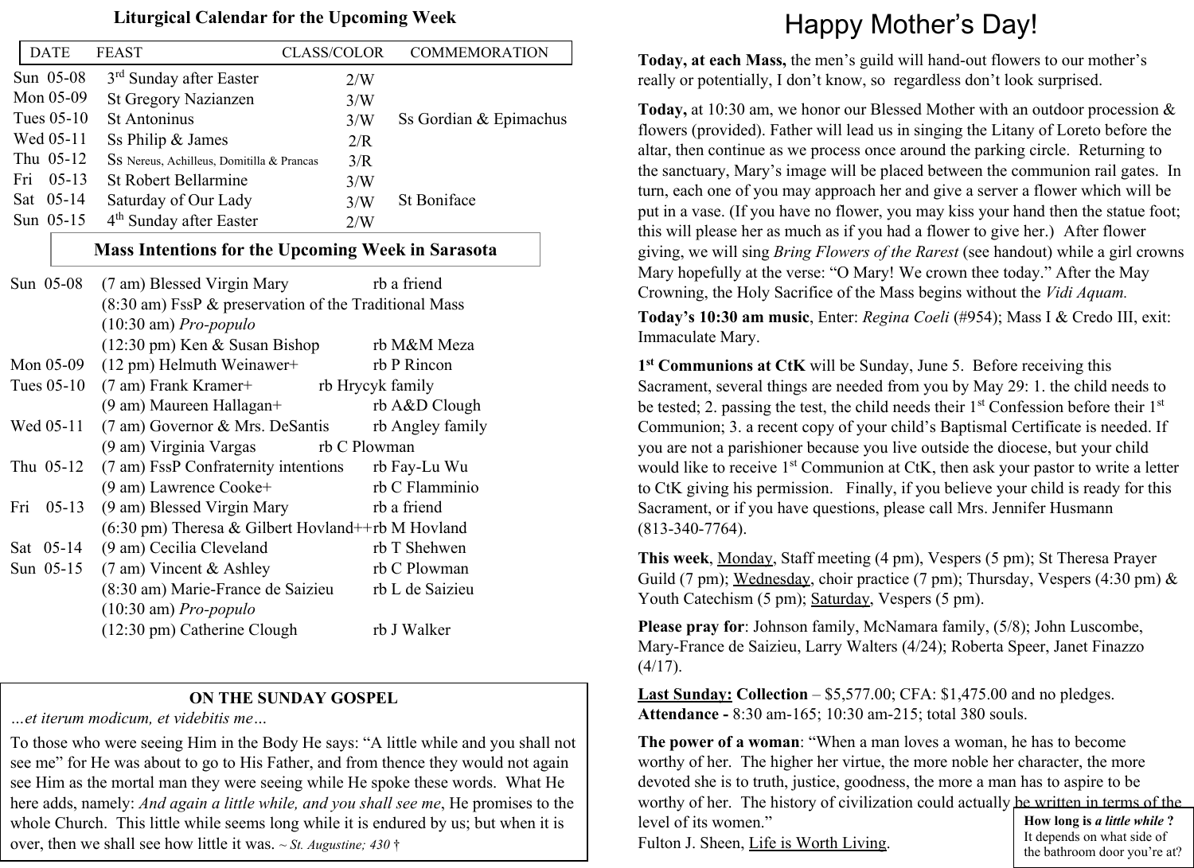## Liturgical Calendar for the Upcoming Week

| DATE | FEAST | CLASS/COLOR | COMMEMORATION |
|---|---|---|---|
| Sun 05-08 | 3rd Sunday after Easter | 2/W | |
| Mon 05-09 | St Gregory Nazianzen | 3/W | |
| Tues 05-10 | St Antoninus | 3/W | Ss Gordian & Epimachus |
| Wed 05-11 | Ss Philip & James | 2/R | |
| Thu 05-12 | Ss Nereus, Achilleus, Domitilla & Prancas | 3/R | |
| Fri 05-13 | St Robert Bellarmine | 3/W | |
| Sat 05-14 | Saturday of Our Lady | 3/W | St Boniface |
| Sun 05-15 | 4th Sunday after Easter | 2/W | |

## Mass Intentions for the Upcoming Week in Sarasota

| | | |
|---|---|---|
| Sun 05-08 | (7 am) Blessed Virgin Mary | rb a friend |
| | (8:30 am) FssP & preservation of the Traditional Mass | |
| | (10:30 am) *Pro-populo* | |
| | (12:30 pm) Ken & Susan Bishop | rb M&M Meza |
| Mon 05-09 | (12 pm) Helmuth Weinawer+ | rb P Rincon |
| Tues 05-10 | (7 am) Frank Kramer+ | rb Hrycyk family |
| | (9 am) Maureen Hallagan+ | rb A&D Clough |
| Wed 05-11 | (7 am) Governor & Mrs. DeSantis | rb Angley family |
| | (9 am) Virginia Vargas | rb C Plowman |
| Thu 05-12 | (7 am) FssP Confraternity intentions | rb Fay-Lu Wu |
| | (9 am) Lawrence Cooke+ | rb C Flamminio |
| Fri 05-13 | (9 am) Blessed Virgin Mary | rb a friend |
| | (6:30 pm) Theresa & Gilbert Hovland++ | rb M Hovland |
| Sat 05-14 | (9 am) Cecilia Cleveland | rb T Shehwen |
| Sun 05-15 | (7 am) Vincent & Ashley | rb C Plowman |
| | (8:30 am) Marie-France de Saizieu | rb L de Saizieu |
| | (10:30 am) *Pro-populo* | |
| | (12:30 pm) Catherine Clough | rb J Walker |

## ON THE SUNDAY GOSPEL

*…et iterum modicum, et videbitis me…*

To those who were seeing Him in the Body He says: "A little while and you shall not see me" for He was about to go to His Father, and from thence they would not again see Him as the mortal man they were seeing while He spoke these words. What He here adds, namely: *And again a little while, and you shall see me*, He promises to the whole Church. This little while seems long while it is endured by us; but when it is over, then we shall see how little it was. ~ *St. Augustine; 430* †

# Happy Mother's Day!

**Today, at each Mass,** the men's guild will hand-out flowers to our mother's really or potentially, I don't know, so regardless don't look surprised.

**Today,** at 10:30 am, we honor our Blessed Mother with an outdoor procession & flowers (provided). Father will lead us in singing the Litany of Loreto before the altar, then continue as we process once around the parking circle. Returning to the sanctuary, Mary's image will be placed between the communion rail gates. In turn, each one of you may approach her and give a server a flower which will be put in a vase. (If you have no flower, you may kiss your hand then the statue foot; this will please her as much as if you had a flower to give her.) After flower giving, we will sing *Bring Flowers of the Rarest* (see handout) while a girl crowns Mary hopefully at the verse: "O Mary! We crown thee today." After the May Crowning, the Holy Sacrifice of the Mass begins without the *Vidi Aquam.*

**Today's 10:30 am music**, Enter: *Regina Coeli* (#954); Mass I & Credo III, exit: Immaculate Mary.

**1st Communions at CtK** will be Sunday, June 5. Before receiving this Sacrament, several things are needed from you by May 29: 1. the child needs to be tested; 2. passing the test, the child needs their 1st Confession before their 1st Communion; 3. a recent copy of your child's Baptismal Certificate is needed. If you are not a parishioner because you live outside the diocese, but your child would like to receive 1st Communion at CtK, then ask your pastor to write a letter to CtK giving his permission. Finally, if you believe your child is ready for this Sacrament, or if you have questions, please call Mrs. Jennifer Husmann (813-340-7764).

**This week**, Monday, Staff meeting (4 pm), Vespers (5 pm); St Theresa Prayer Guild (7 pm); Wednesday, choir practice (7 pm); Thursday, Vespers (4:30 pm) & Youth Catechism (5 pm); Saturday, Vespers (5 pm).

**Please pray for**: Johnson family, McNamara family, (5/8); John Luscombe, Mary-France de Saizieu, Larry Walters (4/24); Roberta Speer, Janet Finazzo (4/17).

**Last Sunday: Collection** – $5,577.00; CFA: $1,475.00 and no pledges.
**Attendance -** 8:30 am-165; 10:30 am-215; total 380 souls.

**The power of a woman**: "When a man loves a woman, he has to become worthy of her. The higher her virtue, the more noble her character, the more devoted she is to truth, justice, goodness, the more a man has to aspire to be worthy of her. The history of civilization could actually be written in terms of the level of its women."
Fulton J. Sheen, Life is Worth Living.

**How long is *a little while* ?** It depends on what side of the bathroom door you're at?